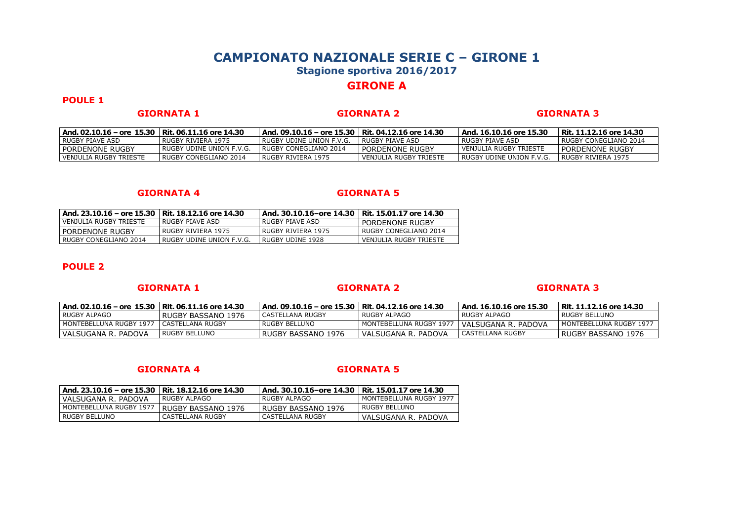# CAMPIONATO NAZIONALE SERIE C – GIRONE 1

## Stagione sportiva 2016/2017

## GIRONE A

### POULE 1

#### GIORNATA 1

| And. 02.10.16 – ore 15.30 | Rit. 06.11.16 ore 14.30 |
|---|---|
| RUGBY PIAVE ASD | RUGBY RIVIERA 1975 |
| PORDENONE RUGBY | RUGBY UDINE UNION F.V.G. |
| VENJULIA RUGBY TRIESTE | RUGBY CONEGLIANO 2014 |

#### GIORNATA 2

| And. 09.10.16 – ore 15.30 | Rit. 04.12.16 ore 14.30 |
|---|---|
| RUGBY UDINE UNION F.V.G. | RUGBY PIAVE ASD |
| RUGBY CONEGLIANO 2014 | PORDENONE RUGBY |
| RUGBY RIVIERA 1975 | VENJULIA RUGBY TRIESTE |

#### GIORNATA 3

| And. 16.10.16 ore 15.30 | Rit. 11.12.16 ore 14.30 |
|---|---|
| RUGBY PIAVE ASD | RUGBY CONEGLIANO 2014 |
| VENJULIA RUGBY TRIESTE | PORDENONE RUGBY |
| RUGBY UDINE UNION F.V.G. | RUGBY RIVIERA 1975 |

#### GIORNATA 4

| And. 23.10.16 – ore 15.30 | Rit. 18.12.16 ore 14.30 |
|---|---|
| VENJULIA RUGBY TRIESTE | RUGBY PIAVE ASD |
| PORDENONE RUGBY | RUGBY RIVIERA 1975 |
| RUGBY CONEGLIANO 2014 | RUGBY UDINE UNION F.V.G. |

#### GIORNATA 5

| And. 30.10.16–ore 14.30 | Rit. 15.01.17 ore 14.30 |
|---|---|
| RUGBY PIAVE ASD | PORDENONE RUGBY |
| RUGBY RIVIERA 1975 | RUGBY CONEGLIANO 2014 |
| RUGBY UDINE 1928 | VENJULIA RUGBY TRIESTE |

### POULE 2

#### GIORNATA 1

| And. 02.10.16 – ore 15.30 | Rit. 06.11.16 ore 14.30 |
|---|---|
| RUGBY ALPAGO | RUGBY BASSANO 1976 |
| MONTEBELLUNA RUGBY 1977 | CASTELLANA RUGBY |
| VALSUGANA R. PADOVA | RUGBY BELLUNO |

#### GIORNATA 2

| And. 09.10.16 – ore 15.30 | Rit. 04.12.16 ore 14.30 |
|---|---|
| CASTELLANA RUGBY | RUGBY ALPAGO |
| RUGBY BELLUNO | MONTEBELLUNA RUGBY 1977 |
| RUGBY BASSANO 1976 | VALSUGANA R. PADOVA |

#### GIORNATA 3

| And. 16.10.16 ore 15.30 | Rit. 11.12.16 ore 14.30 |
|---|---|
| RUGBY ALPAGO | RUGBY BELLUNO |
| VALSUGANA R. PADOVA | MONTEBELLUNA RUGBY 1977 |
| CASTELLANA RUGBY | RUGBY BASSANO 1976 |

#### GIORNATA 4

| And. 23.10.16 – ore 15.30 | Rit. 18.12.16 ore 14.30 |
|---|---|
| VALSUGANA R. PADOVA | RUGBY ALPAGO |
| MONTEBELLUNA RUGBY 1977 | RUGBY BASSANO 1976 |
| RUGBY BELLUNO | CASTELLANA RUGBY |

#### GIORNATA 5

| And. 30.10.16–ore 14.30 | Rit. 15.01.17 ore 14.30 |
|---|---|
| RUGBY ALPAGO | MONTEBELLUNA RUGBY 1977 |
| RUGBY BASSANO 1976 | RUGBY BELLUNO |
| CASTELLANA RUGBY | VALSUGANA R. PADOVA |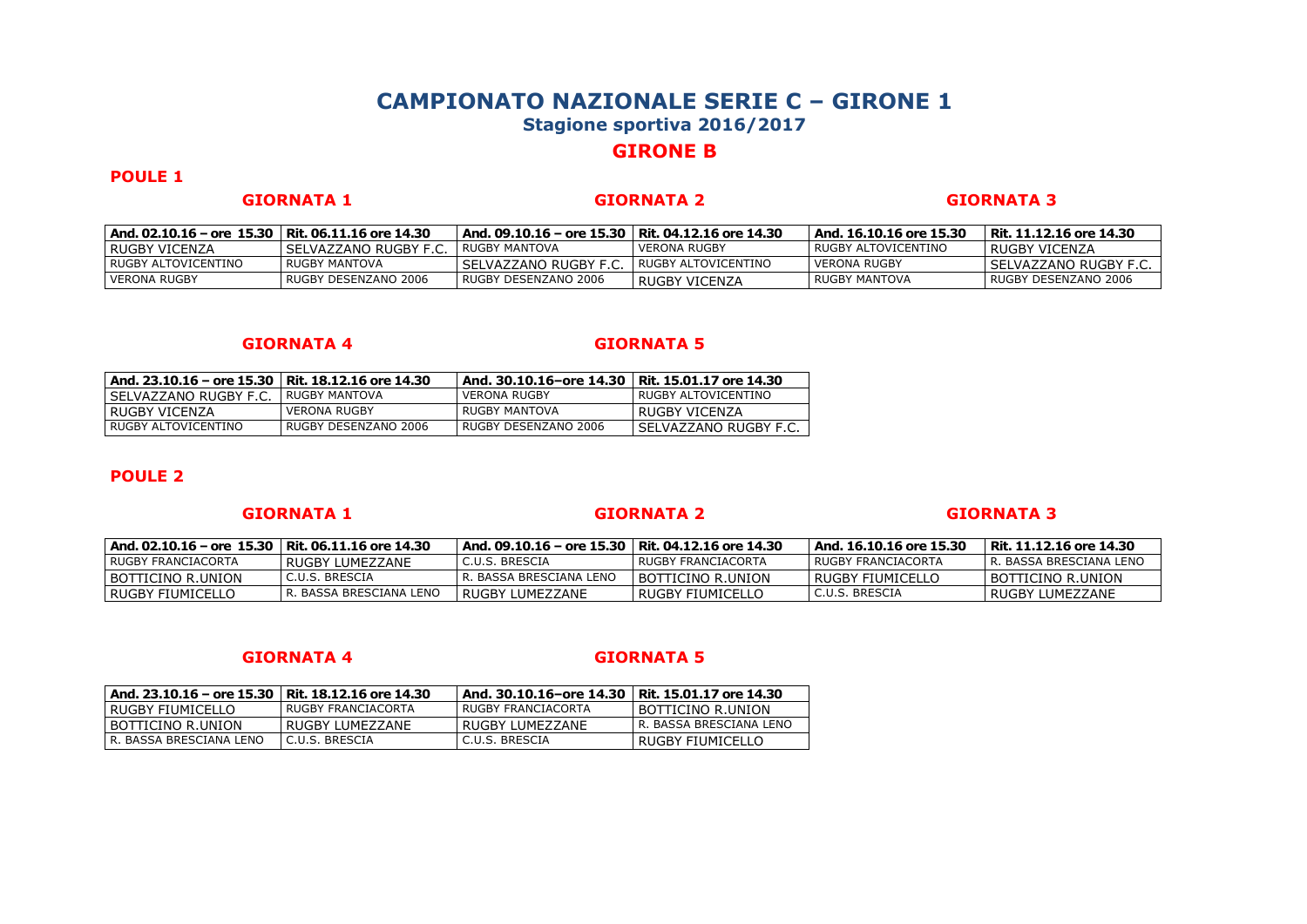# CAMPIONATO NAZIONALE SERIE C – GIRONE 1

## Stagione sportiva 2016/2017

## GIRONE B

### POULE 1

| GIORNATA 1 | | GIORNATA 2 | | GIORNATA 3 | |
|---|---|---|---|---|---|
| **And. 02.10.16 – ore 15.30** | **Rit. 06.11.16 ore 14.30** | **And. 09.10.16 – ore 15.30** | **Rit. 04.12.16 ore 14.30** | **And. 16.10.16 ore 15.30** | **Rit. 11.12.16 ore 14.30** |
| RUGBY VICENZA | SELVAZZANO RUGBY F.C. | RUGBY MANTOVA | VERONA RUGBY | RUGBY ALTOVICENTINO | RUGBY VICENZA |
| RUGBY ALTOVICENTINO | RUGBY MANTOVA | SELVAZZANO RUGBY F.C. | RUGBY ALTOVICENTINO | VERONA RUGBY | SELVAZZANO RUGBY F.C. |
| VERONA RUGBY | RUGBY DESENZANO 2006 | RUGBY DESENZANO 2006 | RUGBY VICENZA | RUGBY MANTOVA | RUGBY DESENZANO 2006 |

| GIORNATA 4 | | GIORNATA 5 | |
|---|---|---|---|
| **And. 23.10.16 – ore 15.30** | **Rit. 18.12.16 ore 14.30** | **And. 30.10.16–ore 14.30** | **Rit. 15.01.17 ore 14.30** |
| SELVAZZANO RUGBY F.C. | RUGBY MANTOVA | VERONA RUGBY | RUGBY ALTOVICENTINO |
| RUGBY VICENZA | VERONA RUGBY | RUGBY MANTOVA | RUGBY VICENZA |
| RUGBY ALTOVICENTINO | RUGBY DESENZANO 2006 | RUGBY DESENZANO 2006 | SELVAZZANO RUGBY F.C. |

### POULE 2

| GIORNATA 1 | | GIORNATA 2 | | GIORNATA 3 | |
|---|---|---|---|---|---|
| **And. 02.10.16 – ore 15.30** | **Rit. 06.11.16 ore 14.30** | **And. 09.10.16 – ore 15.30** | **Rit. 04.12.16 ore 14.30** | **And. 16.10.16 ore 15.30** | **Rit. 11.12.16 ore 14.30** |
| RUGBY FRANCIACORTA | RUGBY LUMEZZANE | C.U.S. BRESCIA | RUGBY FRANCIACORTA | RUGBY FRANCIACORTA | R. BASSA BRESCIANA LENO |
| BOTTICINO R.UNION | C.U.S. BRESCIA | R. BASSA BRESCIANA LENO | BOTTICINO R.UNION | RUGBY FIUMICELLO | BOTTICINO R.UNION |
| RUGBY FIUMICELLO | R. BASSA BRESCIANA LENO | RUGBY LUMEZZANE | RUGBY FIUMICELLO | C.U.S. BRESCIA | RUGBY LUMEZZANE |

| GIORNATA 4 | | GIORNATA 5 | |
|---|---|---|---|
| **And. 23.10.16 – ore 15.30** | **Rit. 18.12.16 ore 14.30** | **And. 30.10.16–ore 14.30** | **Rit. 15.01.17 ore 14.30** |
| RUGBY FIUMICELLO | RUGBY FRANCIACORTA | RUGBY FRANCIACORTA | BOTTICINO R.UNION |
| BOTTICINO R.UNION | RUGBY LUMEZZANE | RUGBY LUMEZZANE | R. BASSA BRESCIANA LENO |
| R. BASSA BRESCIANA LENO | C.U.S. BRESCIA | C.U.S. BRESCIA | RUGBY FIUMICELLO |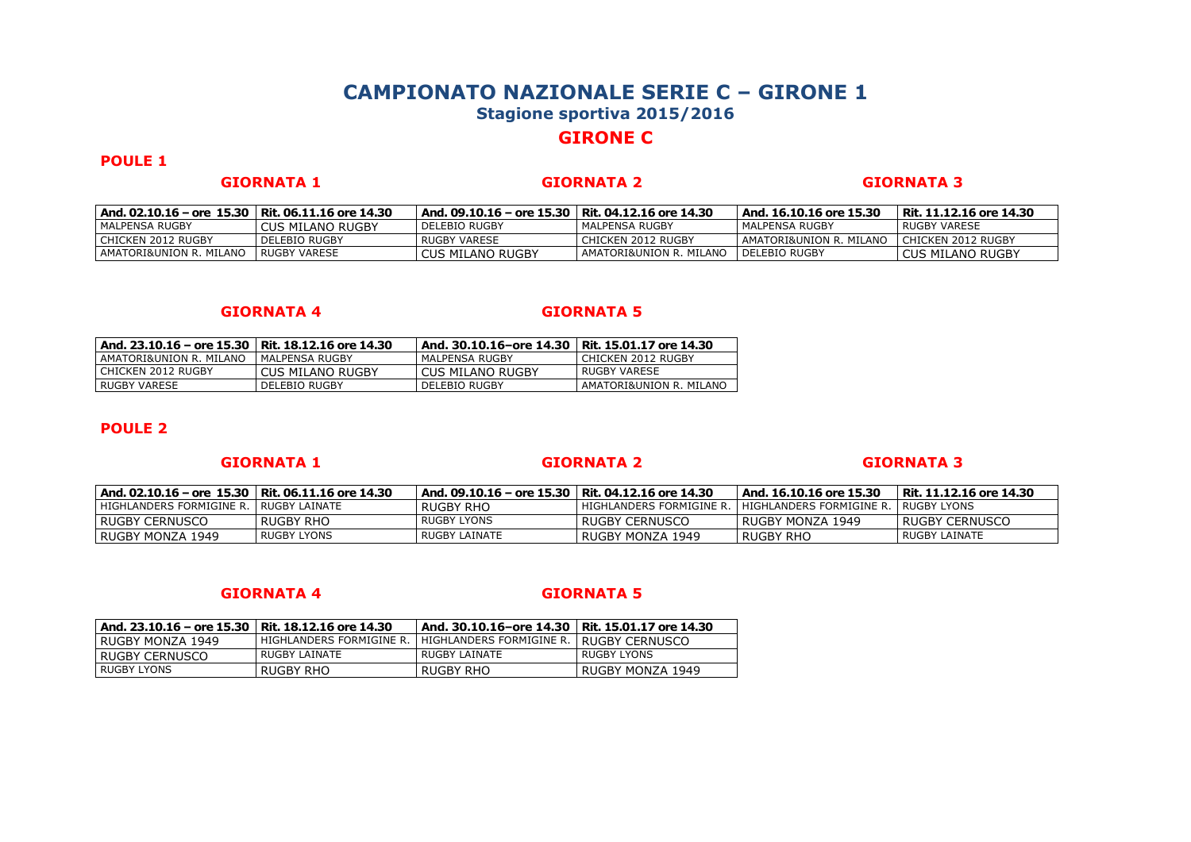# CAMPIONATO NAZIONALE SERIE C – GIRONE 1

## Stagione sportiva 2015/2016

## GIRONE C

### POULE 1

#### GIORNATA 1

| And. 02.10.16 – ore 15.30 | Rit. 06.11.16 ore 14.30 |
|---|---|
| MALPENSA RUGBY | CUS MILANO RUGBY |
| CHICKEN 2012 RUGBY | DELEBIO RUGBY |
| AMATORI&UNION R. MILANO | RUGBY VARESE |

#### GIORNATA 2

| And. 09.10.16 – ore 15.30 | Rit. 04.12.16 ore 14.30 |
|---|---|
| DELEBIO RUGBY | MALPENSA RUGBY |
| RUGBY VARESE | CHICKEN 2012 RUGBY |
| CUS MILANO RUGBY | AMATORI&UNION R. MILANO |

#### GIORNATA 3

| And. 16.10.16 ore 15.30 | Rit. 11.12.16 ore 14.30 |
|---|---|
| MALPENSA RUGBY | RUGBY VARESE |
| AMATORI&UNION R. MILANO | CHICKEN 2012 RUGBY |
| DELEBIO RUGBY | CUS MILANO RUGBY |

#### GIORNATA 4

| And. 23.10.16 – ore 15.30 | Rit. 18.12.16 ore 14.30 |
|---|---|
| AMATORI&UNION R. MILANO | MALPENSA RUGBY |
| CHICKEN 2012 RUGBY | CUS MILANO RUGBY |
| RUGBY VARESE | DELEBIO RUGBY |

#### GIORNATA 5

| And. 30.10.16–ore 14.30 | Rit. 15.01.17 ore 14.30 |
|---|---|
| MALPENSA RUGBY | CHICKEN 2012 RUGBY |
| CUS MILANO RUGBY | RUGBY VARESE |
| DELEBIO RUGBY | AMATORI&UNION R. MILANO |

### POULE 2

#### GIORNATA 1

| And. 02.10.16 – ore 15.30 | Rit. 06.11.16 ore 14.30 |
|---|---|
| HIGHLANDERS FORMIGINE R. | RUGBY LAINATE |
| RUGBY CERNUSCO | RUGBY RHO |
| RUGBY MONZA 1949 | RUGBY LYONS |

#### GIORNATA 2

| And. 09.10.16 – ore 15.30 | Rit. 04.12.16 ore 14.30 |
|---|---|
| RUGBY RHO | HIGHLANDERS FORMIGINE R. |
| RUGBY LYONS | RUGBY CERNUSCO |
| RUGBY LAINATE | RUGBY MONZA 1949 |

#### GIORNATA 3

| And. 16.10.16 ore 15.30 | Rit. 11.12.16 ore 14.30 |
|---|---|
| HIGHLANDERS FORMIGINE R. | RUGBY LYONS |
| RUGBY MONZA 1949 | RUGBY CERNUSCO |
| RUGBY RHO | RUGBY LAINATE |

#### GIORNATA 4

| And. 23.10.16 – ore 15.30 | Rit. 18.12.16 ore 14.30 |
|---|---|
| RUGBY MONZA 1949 | HIGHLANDERS FORMIGINE R. |
| RUGBY CERNUSCO | RUGBY LAINATE |
| RUGBY LYONS | RUGBY RHO |

#### GIORNATA 5

| And. 30.10.16–ore 14.30 | Rit. 15.01.17 ore 14.30 |
|---|---|
| HIGHLANDERS FORMIGINE R. | RUGBY CERNUSCO |
| RUGBY LAINATE | RUGBY LYONS |
| RUGBY RHO | RUGBY MONZA 1949 |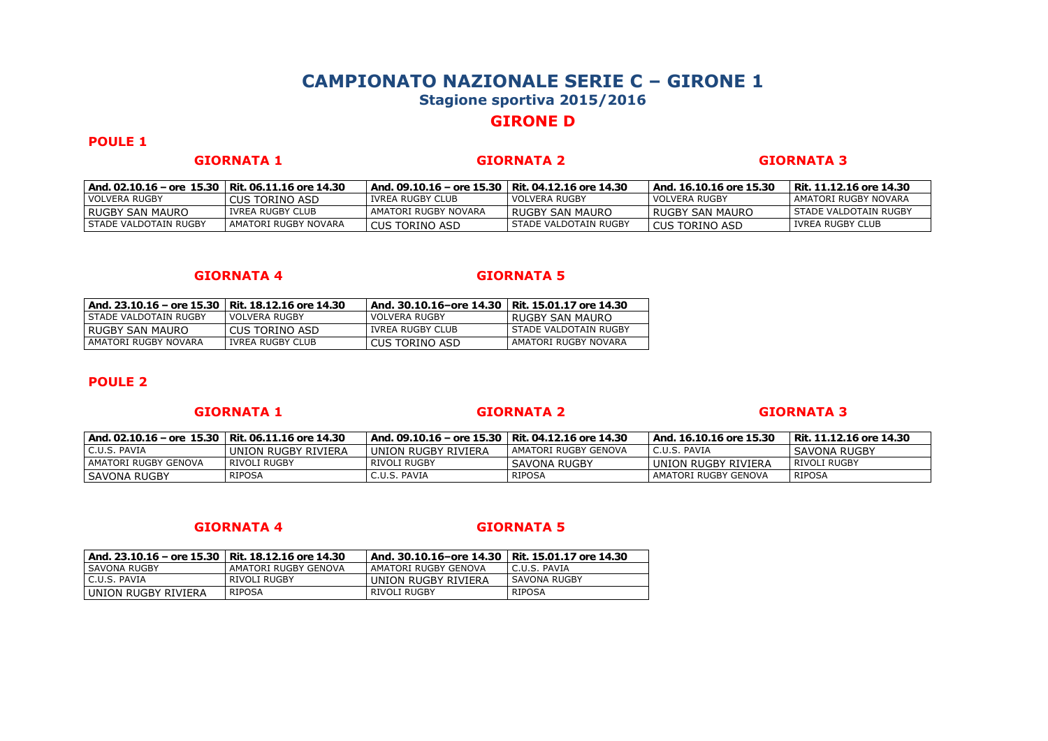# CAMPIONATO NAZIONALE SERIE C – GIRONE 1

### Stagione sportiva 2015/2016

## GIRONE D

### POULE 1

**GIORNATA 1**

| And. 02.10.16 – ore 15.30 | Rit. 06.11.16 ore 14.30 |
|---|---|
| VOLVERA RUGBY | CUS TORINO ASD |
| RUGBY SAN MAURO | IVREA RUGBY CLUB |
| STADE VALDOTAIN RUGBY | AMATORI RUGBY NOVARA |

**GIORNATA 2**

| And. 09.10.16 – ore 15.30 | Rit. 04.12.16 ore 14.30 |
|---|---|
| IVREA RUGBY CLUB | VOLVERA RUGBY |
| AMATORI RUGBY NOVARA | RUGBY SAN MAURO |
| CUS TORINO ASD | STADE VALDOTAIN RUGBY |

**GIORNATA 3**

| And. 16.10.16 ore 15.30 | Rit. 11.12.16 ore 14.30 |
|---|---|
| VOLVERA RUGBY | AMATORI RUGBY NOVARA |
| RUGBY SAN MAURO | STADE VALDOTAIN RUGBY |
| CUS TORINO ASD | IVREA RUGBY CLUB |

**GIORNATA 4**

| And. 23.10.16 – ore 15.30 | Rit. 18.12.16 ore 14.30 |
|---|---|
| STADE VALDOTAIN RUGBY | VOLVERA RUGBY |
| RUGBY SAN MAURO | CUS TORINO ASD |
| AMATORI RUGBY NOVARA | IVREA RUGBY CLUB |

**GIORNATA 5**

| And. 30.10.16–ore 14.30 | Rit. 15.01.17 ore 14.30 |
|---|---|
| VOLVERA RUGBY | RUGBY SAN MAURO |
| IVREA RUGBY CLUB | STADE VALDOTAIN RUGBY |
| CUS TORINO ASD | AMATORI RUGBY NOVARA |

### POULE 2

**GIORNATA 1**

| And. 02.10.16 – ore 15.30 | Rit. 06.11.16 ore 14.30 |
|---|---|
| C.U.S. PAVIA | UNION RUGBY RIVIERA |
| AMATORI RUGBY GENOVA | RIVOLI RUGBY |
| SAVONA RUGBY | RIPOSA |

**GIORNATA 2**

| And. 09.10.16 – ore 15.30 | Rit. 04.12.16 ore 14.30 |
|---|---|
| UNION RUGBY RIVIERA | AMATORI RUGBY GENOVA |
| RIVOLI RUGBY | SAVONA RUGBY |
| C.U.S. PAVIA | RIPOSA |

**GIORNATA 3**

| And. 16.10.16 ore 15.30 | Rit. 11.12.16 ore 14.30 |
|---|---|
| C.U.S. PAVIA | SAVONA RUGBY |
| UNION RUGBY RIVIERA | RIVOLI RUGBY |
| AMATORI RUGBY GENOVA | RIPOSA |

**GIORNATA 4**

| And. 23.10.16 – ore 15.30 | Rit. 18.12.16 ore 14.30 |
|---|---|
| SAVONA RUGBY | AMATORI RUGBY GENOVA |
| C.U.S. PAVIA | RIVOLI RUGBY |
| UNION RUGBY RIVIERA | RIPOSA |

**GIORNATA 5**

| And. 30.10.16–ore 14.30 | Rit. 15.01.17 ore 14.30 |
|---|---|
| AMATORI RUGBY GENOVA | C.U.S. PAVIA |
| UNION RUGBY RIVIERA | SAVONA RUGBY |
| RIVOLI RUGBY | RIPOSA |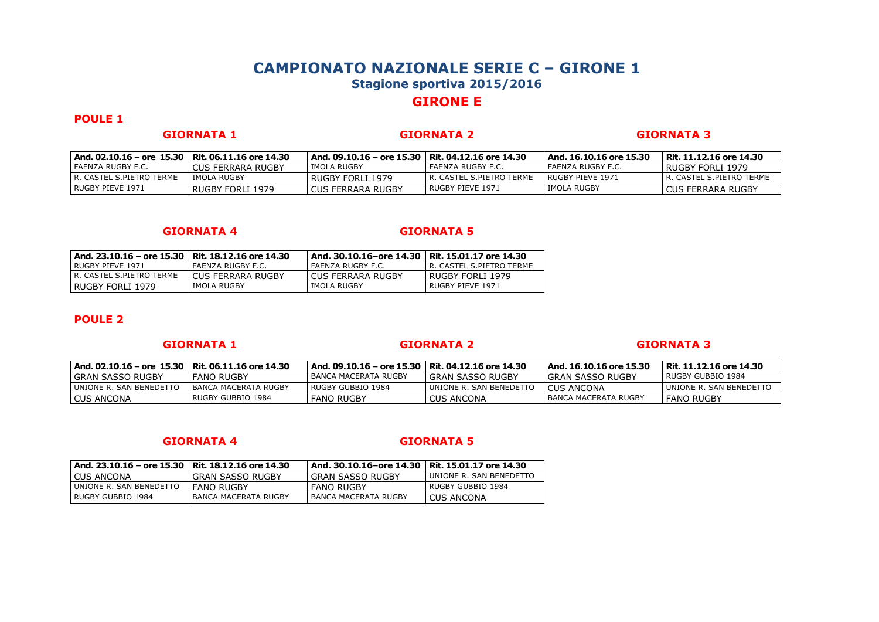# CAMPIONATO NAZIONALE SERIE C – GIRONE 1

### Stagione sportiva 2015/2016

## GIRONE E

### POULE 1

**GIORNATA 1**

| And. 02.10.16 – ore 15.30 | Rit. 06.11.16 ore 14.30 |
|---|---|
| FAENZA RUGBY F.C. | CUS FERRARA RUGBY |
| R. CASTEL S.PIETRO TERME | IMOLA RUGBY |
| RUGBY PIEVE 1971 | RUGBY FORLI 1979 |

**GIORNATA 2**

| And. 09.10.16 – ore 15.30 | Rit. 04.12.16 ore 14.30 |
|---|---|
| IMOLA RUGBY | FAENZA RUGBY F.C. |
| RUGBY FORLI 1979 | R. CASTEL S.PIETRO TERME |
| CUS FERRARA RUGBY | RUGBY PIEVE 1971 |

**GIORNATA 3**

| And. 16.10.16 ore 15.30 | Rit. 11.12.16 ore 14.30 |
|---|---|
| FAENZA RUGBY F.C. | RUGBY FORLI 1979 |
| RUGBY PIEVE 1971 | R. CASTEL S.PIETRO TERME |
| IMOLA RUGBY | CUS FERRARA RUGBY |

**GIORNATA 4**

| And. 23.10.16 – ore 15.30 | Rit. 18.12.16 ore 14.30 |
|---|---|
| RUGBY PIEVE 1971 | FAENZA RUGBY F.C. |
| R. CASTEL S.PIETRO TERME | CUS FERRARA RUGBY |
| RUGBY FORLI 1979 | IMOLA RUGBY |

**GIORNATA 5**

| And. 30.10.16–ore 14.30 | Rit. 15.01.17 ore 14.30 |
|---|---|
| FAENZA RUGBY F.C. | R. CASTEL S.PIETRO TERME |
| CUS FERRARA RUGBY | RUGBY FORLI 1979 |
| IMOLA RUGBY | RUGBY PIEVE 1971 |

### POULE 2

**GIORNATA 1**

| And. 02.10.16 – ore 15.30 | Rit. 06.11.16 ore 14.30 |
|---|---|
| GRAN SASSO RUGBY | FANO RUGBY |
| UNIONE R. SAN BENEDETTO | BANCA MACERATA RUGBY |
| CUS ANCONA | RUGBY GUBBIO 1984 |

**GIORNATA 2**

| And. 09.10.16 – ore 15.30 | Rit. 04.12.16 ore 14.30 |
|---|---|
| BANCA MACERATA RUGBY | GRAN SASSO RUGBY |
| RUGBY GUBBIO 1984 | UNIONE R. SAN BENEDETTO |
| FANO RUGBY | CUS ANCONA |

**GIORNATA 3**

| And. 16.10.16 ore 15.30 | Rit. 11.12.16 ore 14.30 |
|---|---|
| GRAN SASSO RUGBY | RUGBY GUBBIO 1984 |
| CUS ANCONA | UNIONE R. SAN BENEDETTO |
| BANCA MACERATA RUGBY | FANO RUGBY |

**GIORNATA 4**

| And. 23.10.16 – ore 15.30 | Rit. 18.12.16 ore 14.30 |
|---|---|
| CUS ANCONA | GRAN SASSO RUGBY |
| UNIONE R. SAN BENEDETTO | FANO RUGBY |
| RUGBY GUBBIO 1984 | BANCA MACERATA RUGBY |

**GIORNATA 5**

| And. 30.10.16–ore 14.30 | Rit. 15.01.17 ore 14.30 |
|---|---|
| GRAN SASSO RUGBY | UNIONE R. SAN BENEDETTO |
| FANO RUGBY | RUGBY GUBBIO 1984 |
| BANCA MACERATA RUGBY | CUS ANCONA |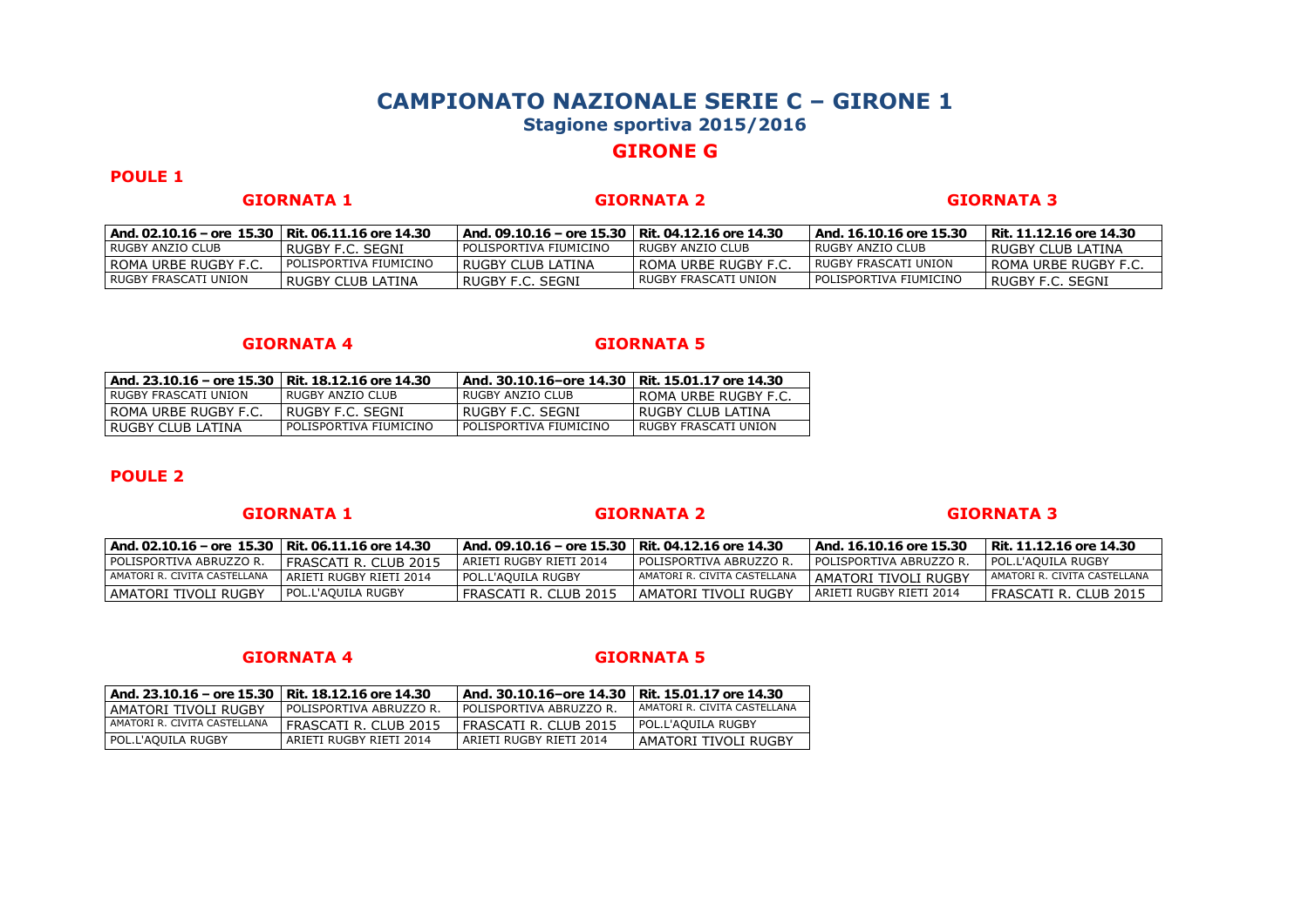# CAMPIONATO NAZIONALE SERIE C – GIRONE 1

**Stagione sportiva 2015/2016**

## GIRONE G

### POULE 1

| GIORNATA 1 | | GIORNATA 2 | | GIORNATA 3 | |
|---|---|---|---|---|---|
| **And. 02.10.16 – ore 15.30** | **Rit. 06.11.16 ore 14.30** | **And. 09.10.16 – ore 15.30** | **Rit. 04.12.16 ore 14.30** | **And. 16.10.16 ore 15.30** | **Rit. 11.12.16 ore 14.30** |
| RUGBY ANZIO CLUB | RUGBY F.C. SEGNI | POLISPORTIVA FIUMICINO | RUGBY ANZIO CLUB | RUGBY ANZIO CLUB | RUGBY CLUB LATINA |
| ROMA URBE RUGBY F.C. | POLISPORTIVA FIUMICINO | RUGBY CLUB LATINA | ROMA URBE RUGBY F.C. | RUGBY FRASCATI UNION | ROMA URBE RUGBY F.C. |
| RUGBY FRASCATI UNION | RUGBY CLUB LATINA | RUGBY F.C. SEGNI | RUGBY FRASCATI UNION | POLISPORTIVA FIUMICINO | RUGBY F.C. SEGNI |

| GIORNATA 4 | | GIORNATA 5 | |
|---|---|---|---|
| **And. 23.10.16 – ore 15.30** | **Rit. 18.12.16 ore 14.30** | **And. 30.10.16–ore 14.30** | **Rit. 15.01.17 ore 14.30** |
| RUGBY FRASCATI UNION | RUGBY ANZIO CLUB | RUGBY ANZIO CLUB | ROMA URBE RUGBY F.C. |
| ROMA URBE RUGBY F.C. | RUGBY F.C. SEGNI | RUGBY F.C. SEGNI | RUGBY CLUB LATINA |
| RUGBY CLUB LATINA | POLISPORTIVA FIUMICINO | POLISPORTIVA FIUMICINO | RUGBY FRASCATI UNION |

### POULE 2

| GIORNATA 1 | | GIORNATA 2 | | GIORNATA 3 | |
|---|---|---|---|---|---|
| **And. 02.10.16 – ore 15.30** | **Rit. 06.11.16 ore 14.30** | **And. 09.10.16 – ore 15.30** | **Rit. 04.12.16 ore 14.30** | **And. 16.10.16 ore 15.30** | **Rit. 11.12.16 ore 14.30** |
| POLISPORTIVA ABRUZZO R. | FRASCATI R. CLUB 2015 | ARIETI RUGBY RIETI 2014 | POLISPORTIVA ABRUZZO R. | POLISPORTIVA ABRUZZO R. | POL.L'AQUILA RUGBY |
| AMATORI R. CIVITA CASTELLANA | ARIETI RUGBY RIETI 2014 | POL.L'AQUILA RUGBY | AMATORI R. CIVITA CASTELLANA | AMATORI TIVOLI RUGBY | AMATORI R. CIVITA CASTELLANA |
| AMATORI TIVOLI RUGBY | POL.L'AQUILA RUGBY | FRASCATI R. CLUB 2015 | AMATORI TIVOLI RUGBY | ARIETI RUGBY RIETI 2014 | FRASCATI R. CLUB 2015 |

| GIORNATA 4 | | GIORNATA 5 | |
|---|---|---|---|
| **And. 23.10.16 – ore 15.30** | **Rit. 18.12.16 ore 14.30** | **And. 30.10.16–ore 14.30** | **Rit. 15.01.17 ore 14.30** |
| AMATORI TIVOLI RUGBY | POLISPORTIVA ABRUZZO R. | POLISPORTIVA ABRUZZO R. | AMATORI R. CIVITA CASTELLANA |
| AMATORI R. CIVITA CASTELLANA | FRASCATI R. CLUB 2015 | FRASCATI R. CLUB 2015 | POL.L'AQUILA RUGBY |
| POL.L'AQUILA RUGBY | ARIETI RUGBY RIETI 2014 | ARIETI RUGBY RIETI 2014 | AMATORI TIVOLI RUGBY |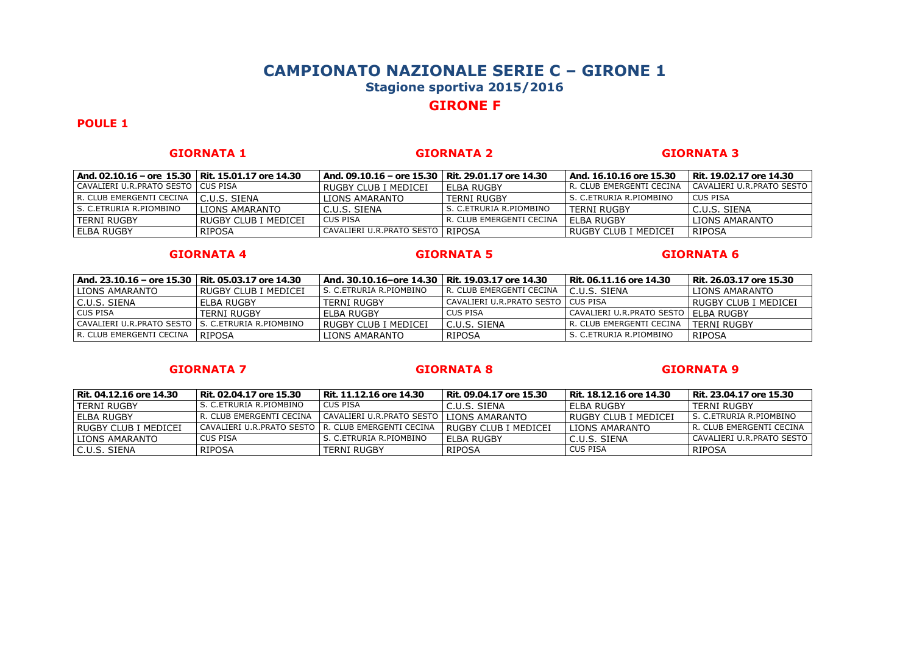# CAMPIONATO NAZIONALE SERIE C – GIRONE 1

## Stagione sportiva 2015/2016

## GIRONE F

### POULE 1

#### GIORNATA 1

| And. 02.10.16 – ore 15.30 | Rit. 15.01.17 ore 14.30 |
|---|---|
| CAVALIERI U.R.PRATO SESTO | CUS PISA |
| R. CLUB EMERGENTI CECINA | C.U.S. SIENA |
| S. C.ETRURIA R.PIOMBINO | LIONS AMARANTO |
| TERNI RUGBY | RUGBY CLUB I MEDICEI |
| ELBA RUGBY | RIPOSA |

#### GIORNATA 2

| And. 09.10.16 – ore 15.30 | Rit. 29.01.17 ore 14.30 |
|---|---|
| RUGBY CLUB I MEDICEI | ELBA RUGBY |
| LIONS AMARANTO | TERNI RUGBY |
| C.U.S. SIENA | S. C.ETRURIA R.PIOMBINO |
| CUS PISA | R. CLUB EMERGENTI CECINA |
| CAVALIERI U.R.PRATO SESTO | RIPOSA |

#### GIORNATA 3

| And. 16.10.16 ore 15.30 | Rit. 19.02.17 ore 14.30 |
|---|---|
| R. CLUB EMERGENTI CECINA | CAVALIERI U.R.PRATO SESTO |
| S. C.ETRURIA R.PIOMBINO | CUS PISA |
| TERNI RUGBY | C.U.S. SIENA |
| ELBA RUGBY | LIONS AMARANTO |
| RUGBY CLUB I MEDICEI | RIPOSA |

#### GIORNATA 4

| And. 23.10.16 – ore 15.30 | Rit. 05.03.17 ore 14.30 |
|---|---|
| LIONS AMARANTO | RUGBY CLUB I MEDICEI |
| C.U.S. SIENA | ELBA RUGBY |
| CUS PISA | TERNI RUGBY |
| CAVALIERI U.R.PRATO SESTO | S. C.ETRURIA R.PIOMBINO |
| R. CLUB EMERGENTI CECINA | RIPOSA |

#### GIORNATA 5

| And. 30.10.16–ore 14.30 | Rit. 19.03.17 ore 14.30 |
|---|---|
| S. C.ETRURIA R.PIOMBINO | R. CLUB EMERGENTI CECINA |
| TERNI RUGBY | CAVALIERI U.R.PRATO SESTO |
| ELBA RUGBY | CUS PISA |
| RUGBY CLUB I MEDICEI | C.U.S. SIENA |
| LIONS AMARANTO | RIPOSA |

#### GIORNATA 6

| Rit. 06.11.16 ore 14.30 | Rit. 26.03.17 ore 15.30 |
|---|---|
| C.U.S. SIENA | LIONS AMARANTO |
| CUS PISA | RUGBY CLUB I MEDICEI |
| CAVALIERI U.R.PRATO SESTO | ELBA RUGBY |
| R. CLUB EMERGENTI CECINA | TERNI RUGBY |
| S. C.ETRURIA R.PIOMBINO | RIPOSA |

#### GIORNATA 7

| Rit. 04.12.16 ore 14.30 | Rit. 02.04.17 ore 15.30 |
|---|---|
| TERNI RUGBY | S. C.ETRURIA R.PIOMBINO |
| ELBA RUGBY | R. CLUB EMERGENTI CECINA |
| RUGBY CLUB I MEDICEI | CAVALIERI U.R.PRATO SESTO |
| LIONS AMARANTO | CUS PISA |
| C.U.S. SIENA | RIPOSA |

#### GIORNATA 8

| Rit. 11.12.16 ore 14.30 | Rit. 09.04.17 ore 15.30 |
|---|---|
| CUS PISA | C.U.S. SIENA |
| CAVALIERI U.R.PRATO SESTO | LIONS AMARANTO |
| R. CLUB EMERGENTI CECINA | RUGBY CLUB I MEDICEI |
| S. C.ETRURIA R.PIOMBINO | ELBA RUGBY |
| TERNI RUGBY | RIPOSA |

#### GIORNATA 9

| Rit. 18.12.16 ore 14.30 | Rit. 23.04.17 ore 15.30 |
|---|---|
| ELBA RUGBY | TERNI RUGBY |
| RUGBY CLUB I MEDICEI | S. C.ETRURIA R.PIOMBINO |
| LIONS AMARANTO | R. CLUB EMERGENTI CECINA |
| C.U.S. SIENA | CAVALIERI U.R.PRATO SESTO |
| CUS PISA | RIPOSA |